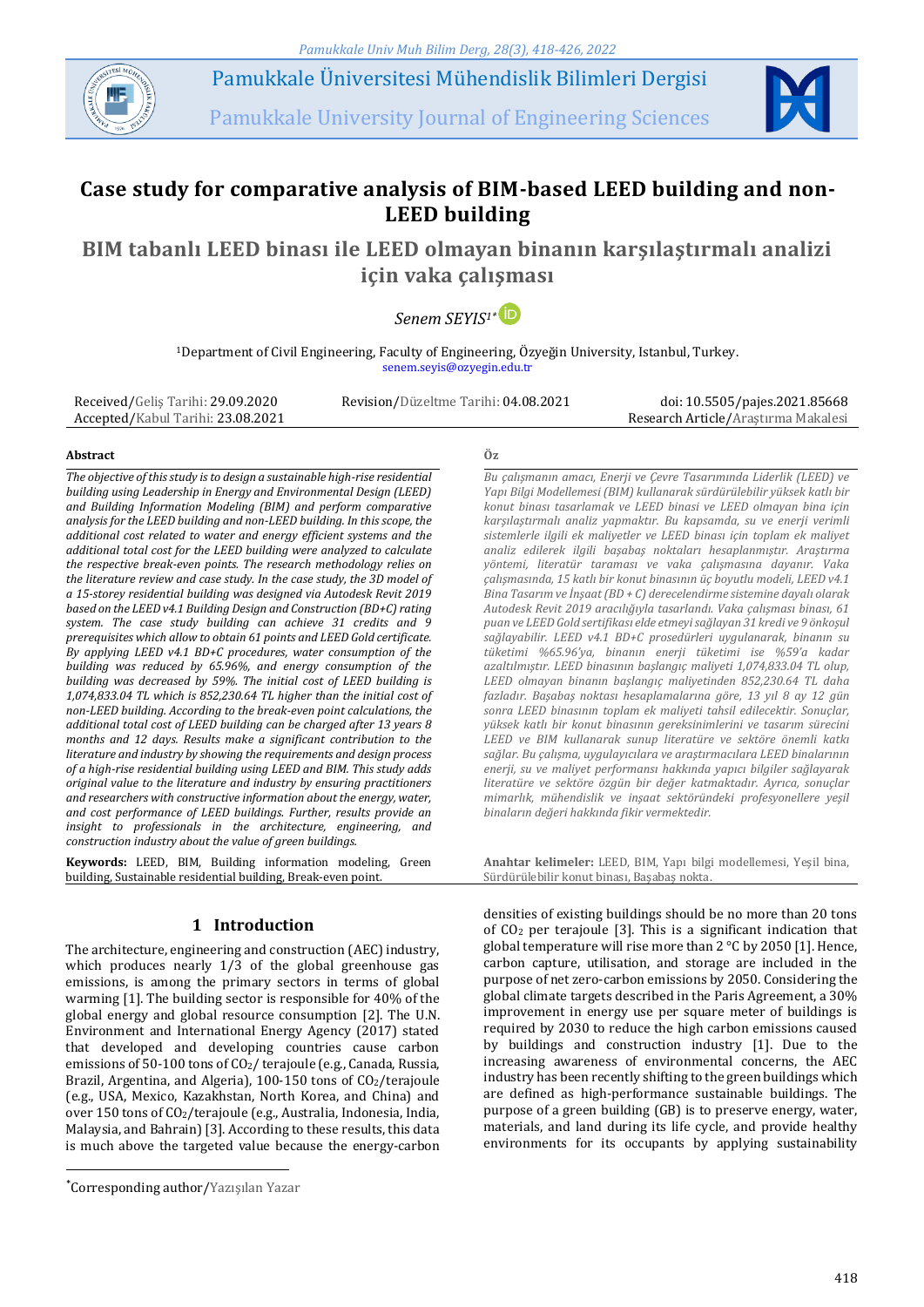# Case study for comparative analysis of BIM-based LEED building and non-LEED building

## BIM tabanlı LEED binası ile LEED olmayan binanın karşılaştırmalı analizi için vaka çalışması

*Senem SEYIS*[1*]

[1]Department of Civil Engineering, Faculty of Engineering, Özyeğin University, Istanbul, Turkey.
senem.seyis@ozyegin.edu.tr

Received/Geliş Tarihi: 29.09.2020
Accepted/Kabul Tarihi: 23.08.2021
Revision/Düzeltme Tarihi: 04.08.2021
doi: 10.5505/pajes.2021.85668
Research Article/Araştırma Makalesi

### Abstract

*The objective of this study is to design a sustainable high-rise residential building using Leadership in Energy and Environmental Design (LEED) and Building Information Modeling (BIM) and perform comparative analysis for the LEED building and non-LEED building. In this scope, the additional cost related to water and energy efficient systems and the additional total cost for the LEED building were analyzed to calculate the respective break-even points. The research methodology relies on the literature review and case study. In the case study, the 3D model of a 15-storey residential building was designed via Autodesk Revit 2019 based on the LEED v4.1 Building Design and Construction (BD+C) rating system. The case study building can achieve 31 credits and 9 prerequisites which allow to obtain 61 points and LEED Gold certificate. By applying LEED v4.1 BD+C procedures, water consumption of the building was reduced by 65.96%, and energy consumption of the building was decreased by 59%. The initial cost of LEED building is 1,074,833.04 TL which is 852,230.64 TL higher than the initial cost of non-LEED building. According to the break-even point calculations, the additional total cost of LEED building can be charged after 13 years 8 months and 12 days. Results make a significant contribution to the literature and industry by showing the requirements and design process of a high-rise residential building using LEED and BIM. This study adds original value to the literature and industry by ensuring practitioners and researchers with constructive information about the energy, water, and cost performance of LEED buildings. Further, results provide an insight to professionals in the architecture, engineering, and construction industry about the value of green buildings.*

**Keywords:** LEED, BIM, Building information modeling, Green building, Sustainable residential building, Break-even point.

### Öz

*Bu çalışmanın amacı, Enerji ve Çevre Tasarımında Liderlik (LEED) ve Yapı Bilgi Modellemesi (BIM) kullanarak sürdürülebilir yüksek katlı bir konut binası tasarlamak ve LEED binasi ve LEED olmayan bina için karşılaştırmalı analiz yapmaktır. Bu kapsamda, su ve enerji verimli sistemlerle ilgili ek maliyetler ve LEED binası için toplam ek maliyet analiz edilerek ilgili başabaş noktaları hesaplanmıştır. Araştırma yöntemi, literatür taraması ve vaka çalışmasına dayanır. Vaka çalışmasında, 15 katlı bir konut binasının üç boyutlu modeli, LEED v4.1 Bina Tasarım ve İnşaat (BD + C) derecelendirme sistemine dayalı olarak Autodesk Revit 2019 aracılığıyla tasarlandı. Vaka çalışması binası, 61 puan ve LEED Gold sertifikası elde etmeyi sağlayan 31 kredi ve 9 önkoşul sağlayabilir. LEED v4.1 BD+C prosedürleri uygulanarak, binanın su tüketimi %65.96'ya, binanın enerji tüketimi ise %59'a kadar azaltılmıştır. LEED binasının başlangıç maliyeti 1,074,833.04 TL olup, LEED olmayan binanın başlangıç maliyetinden 852,230.64 TL daha fazladır. Başabaş noktası hesaplamalarına göre, 13 yıl 8 ay 12 gün sonra LEED binasının toplam ek maliyeti tahsil edilebilecektir. Sonuçlar, yüksek katlı bir konut binasının gereksinimlerini ve tasarım sürecini LEED ve BIM kullanarak sunup literatüre ve sektöre önemli katkı sağlar. Bu çalışma, uygulayıcılara ve araştırmacılara LEED binalarının enerji, su ve maliyet performansı hakkında yapıcı bilgiler sağlayarak literatüre ve sektöre özgün bir değer katmaktadır. Ayrıca, sonuçlar mimarlık, mühendislik ve inşaat sektöründeki profesyonellere yeşil binaların değeri hakkında fikir vermektedir.*

**Anahtar kelimeler:** LEED, BIM, Yapı bilgi modellemesi, Yeşil bina, Sürdürülebilir konut binası, Başabaş nokta.

## 1 Introduction

The architecture, engineering and construction (AEC) industry, which produces nearly 1/3 of the global greenhouse gas emissions, is among the primary sectors in terms of global warming [1]. The building sector is responsible for 40% of the global energy and global resource consumption [2]. The U.N. Environment and International Energy Agency (2017) stated that developed and developing countries cause carbon emissions of 50-100 tons of $CO_2$/ terajoule (e.g., Canada, Russia, Brazil, Argentina, and Algeria), 100-150 tons of $CO_2$/terajoule (e.g., USA, Mexico, Kazakhstan, North Korea, and China) and over 150 tons of $CO_2$/terajoule (e.g., Australia, Indonesia, India, Malaysia, and Bahrain) [3]. According to these results, this data is much above the targeted value because the energy-carbon densities of existing buildings should be no more than 20 tons of $CO_2$ per terajoule [3]. This is a significant indication that global temperature will rise more than 2 °C by 2050 [1]. Hence, carbon capture, utilisation, and storage are included in the purpose of net zero-carbon emissions by 2050. Considering the global climate targets described in the Paris Agreement, a 30% improvement in energy use per square meter of buildings is required by 2030 to reduce the high carbon emissions caused by buildings and construction industry [1]. Due to the increasing awareness of environmental concerns, the AEC industry has been recently shifting to the green buildings which are defined as high-performance sustainable buildings. The purpose of a green building (GB) is to preserve energy, water, materials, and land during its life cycle, and provide healthy environments for its occupants by applying sustainability

*Corresponding author/Yazışılan Yazar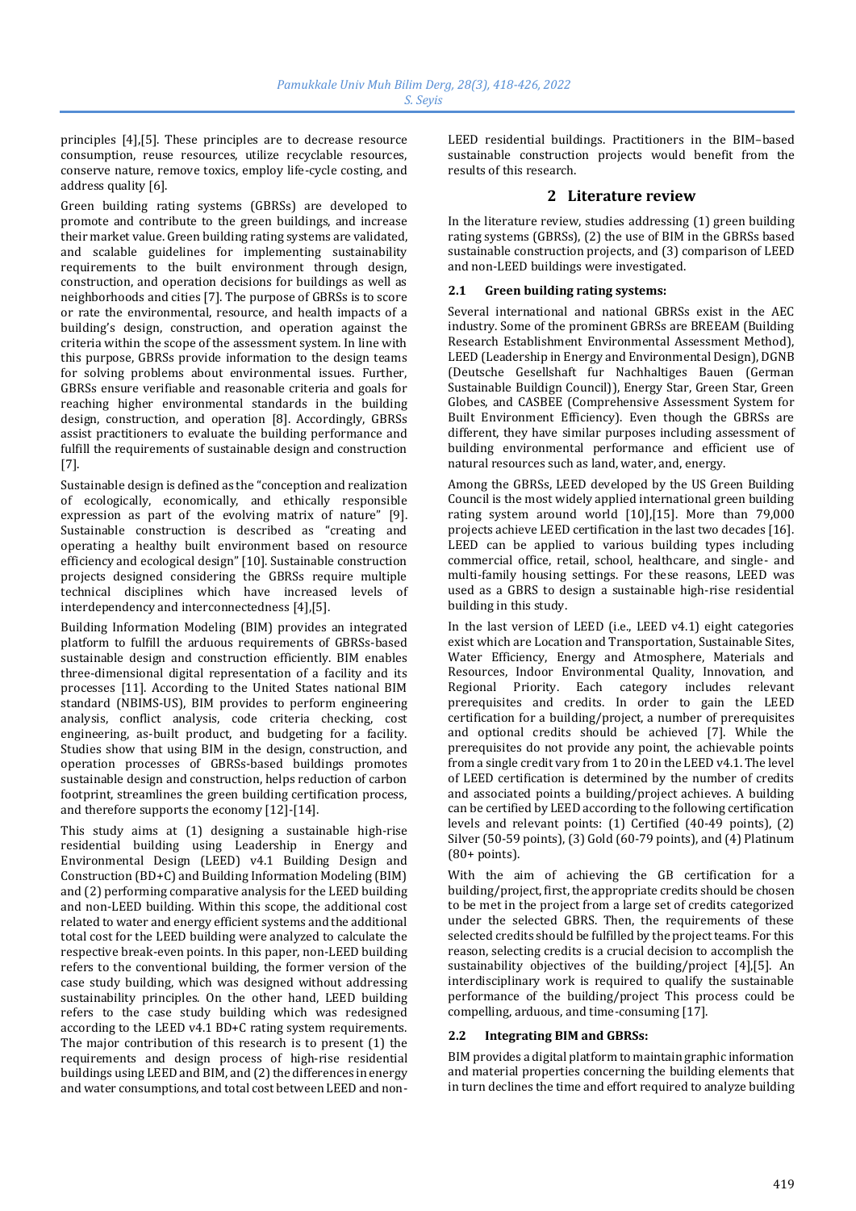principles [4],[5]. These principles are to decrease resource consumption, reuse resources, utilize recyclable resources, conserve nature, remove toxics, employ life-cycle costing, and address quality [6].

Green building rating systems (GBRSs) are developed to promote and contribute to the green buildings, and increase their market value. Green building rating systems are validated, and scalable guidelines for implementing sustainability requirements to the built environment through design, construction, and operation decisions for buildings as well as neighborhoods and cities [7]. The purpose of GBRSs is to score or rate the environmental, resource, and health impacts of a building's design, construction, and operation against the criteria within the scope of the assessment system. In line with this purpose, GBRSs provide information to the design teams for solving problems about environmental issues. Further, GBRSs ensure verifiable and reasonable criteria and goals for reaching higher environmental standards in the building design, construction, and operation [8]. Accordingly, GBRSs assist practitioners to evaluate the building performance and fulfill the requirements of sustainable design and construction [7].

Sustainable design is defined as the "conception and realization of ecologically, economically, and ethically responsible expression as part of the evolving matrix of nature" [9]. Sustainable construction is described as "creating and operating a healthy built environment based on resource efficiency and ecological design" [10]. Sustainable construction projects designed considering the GBRSs require multiple technical disciplines which have increased levels of interdependency and interconnectedness [4],[5].

Building Information Modeling (BIM) provides an integrated platform to fulfill the arduous requirements of GBRSs-based sustainable design and construction efficiently. BIM enables three-dimensional digital representation of a facility and its processes [11]. According to the United States national BIM standard (NBIMS-US), BIM provides to perform engineering analysis, conflict analysis, code criteria checking, cost engineering, as-built product, and budgeting for a facility. Studies show that using BIM in the design, construction, and operation processes of GBRSs-based buildings promotes sustainable design and construction, helps reduction of carbon footprint, streamlines the green building certification process, and therefore supports the economy [12]-[14].

This study aims at (1) designing a sustainable high-rise residential building using Leadership in Energy and Environmental Design (LEED) v4.1 Building Design and Construction (BD+C) and Building Information Modeling (BIM) and (2) performing comparative analysis for the LEED building and non-LEED building. Within this scope, the additional cost related to water and energy efficient systems and the additional total cost for the LEED building were analyzed to calculate the respective break-even points. In this paper, non-LEED building refers to the conventional building, the former version of the case study building, which was designed without addressing sustainability principles. On the other hand, LEED building refers to the case study building which was redesigned according to the LEED v4.1 BD+C rating system requirements. The major contribution of this research is to present (1) the requirements and design process of high-rise residential buildings using LEED and BIM, and (2) the differences in energy and water consumptions, and total cost between LEED and non-LEED residential buildings. Practitioners in the BIM–based sustainable construction projects would benefit from the results of this research.

## 2 Literature review

In the literature review, studies addressing (1) green building rating systems (GBRSs), (2) the use of BIM in the GBRSs based sustainable construction projects, and (3) comparison of LEED and non-LEED buildings were investigated.

### 2.1 Green building rating systems:

Several international and national GBRSs exist in the AEC industry. Some of the prominent GBRSs are BREEAM (Building Research Establishment Environmental Assessment Method), LEED (Leadership in Energy and Environmental Design), DGNB (Deutsche Gesellshaft fur Nachhaltiges Bauen (German Sustainable Buildign Council)), Energy Star, Green Star, Green Globes, and CASBEE (Comprehensive Assessment System for Built Environment Efficiency). Even though the GBRSs are different, they have similar purposes including assessment of building environmental performance and efficient use of natural resources such as land, water, and, energy.

Among the GBRSs, LEED developed by the US Green Building Council is the most widely applied international green building rating system around world [10],[15]. More than 79,000 projects achieve LEED certification in the last two decades [16]. LEED can be applied to various building types including commercial office, retail, school, healthcare, and single- and multi-family housing settings. For these reasons, LEED was used as a GBRS to design a sustainable high-rise residential building in this study.

In the last version of LEED (i.e., LEED v4.1) eight categories exist which are Location and Transportation, Sustainable Sites, Water Efficiency, Energy and Atmosphere, Materials and Resources, Indoor Environmental Quality, Innovation, and Regional Priority. Each category includes relevant prerequisites and credits. In order to gain the LEED certification for a building/project, a number of prerequisites and optional credits should be achieved [7]. While the prerequisites do not provide any point, the achievable points from a single credit vary from 1 to 20 in the LEED v4.1. The level of LEED certification is determined by the number of credits and associated points a building/project achieves. A building can be certified by LEED according to the following certification levels and relevant points: (1) Certified (40-49 points), (2) Silver (50-59 points), (3) Gold (60-79 points), and (4) Platinum (80+ points).

With the aim of achieving the GB certification for a building/project, first, the appropriate credits should be chosen to be met in the project from a large set of credits categorized under the selected GBRS. Then, the requirements of these selected credits should be fulfilled by the project teams. For this reason, selecting credits is a crucial decision to accomplish the sustainability objectives of the building/project [4],[5]. An interdisciplinary work is required to qualify the sustainable performance of the building/project This process could be compelling, arduous, and time-consuming [17].

### 2.2 Integrating BIM and GBRSs:

BIM provides a digital platform to maintain graphic information and material properties concerning the building elements that in turn declines the time and effort required to analyze building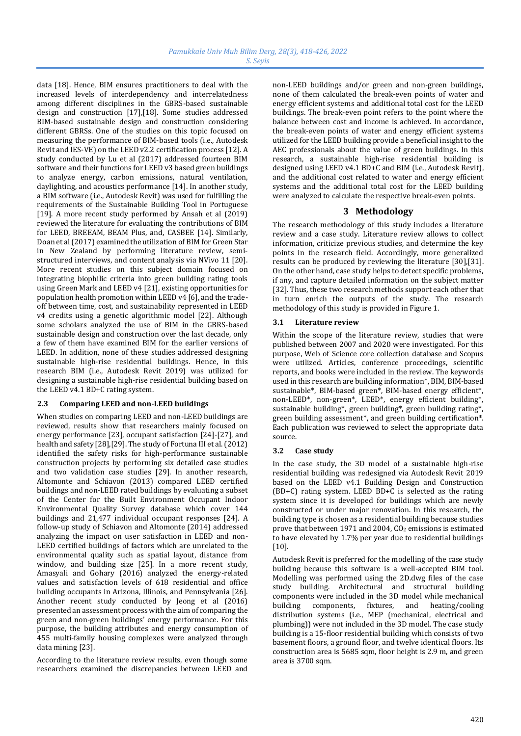data [18]. Hence, BIM ensures practitioners to deal with the increased levels of interdependency and interrelatedness among different disciplines in the GBRS-based sustainable design and construction [17],[18]. Some studies addressed BIM-based sustainable design and construction considering different GBRSs. One of the studies on this topic focused on measuring the performance of BIM-based tools (i.e., Autodesk Revit and IES-VE) on the LEED v2.2 certification process [12]. A study conducted by Lu et al (2017) addressed fourteen BIM software and their functions for LEED v3 based green buildings to analyze energy, carbon emissions, natural ventilation, daylighting, and acoustics performance [14]. In another study, a BIM software (i.e., Autodesk Revit) was used for fulfilling the requirements of the Sustainable Building Tool in Portuguese [19]. A more recent study performed by Ansah et al (2019) reviewed the literature for evaluating the contributions of BIM for LEED, BREEAM, BEAM Plus, and, CASBEE [14]. Similarly, Doan et al (2017) examined the utilization of BIM for Green Star in New Zealand by performing literature review, semi-structured interviews, and content analysis via NVivo 11 [20]. More recent studies on this subject domain focused on integrating biophilic criteria into green building rating tools using Green Mark and LEED v4 [21], existing opportunities for population health promotion within LEED v4 [6], and the trade-off between time, cost, and sustainability represented in LEED v4 credits using a genetic algorithmic model [22]. Although some scholars analyzed the use of BIM in the GBRS-based sustainable design and construction over the last decade, only a few of them have examined BIM for the earlier versions of LEED. In addition, none of these studies addressed designing sustainable high-rise residential buildings. Hence, in this research BIM (i.e., Autodesk Revit 2019) was utilized for designing a sustainable high-rise residential building based on the LEED v4.1 BD+C rating system.

### 2.3 Comparing LEED and non-LEED buildings

When studies on comparing LEED and non-LEED buildings are reviewed, results show that researchers mainly focused on energy performance [23], occupant satisfaction [24]-[27], and health and safety [28],[29]. The study of Fortuna III et al. (2012) identified the safety risks for high-performance sustainable construction projects by performing six detailed case studies and two validation case studies [29]. In another research, Altomonte and Schiavon (2013) compared LEED certified buildings and non-LEED rated buildings by evaluating a subset of the Center for the Built Environment Occupant Indoor Environmental Quality Survey database which cover 144 buildings and 21,477 individual occupant responses [24]. A follow-up study of Schiavon and Altomonte (2014) addressed analyzing the impact on user satisfaction in LEED and non-LEED certified buildings of factors which are unrelated to the environmental quality such as spatial layout, distance from window, and building size [25]. In a more recent study, Amasyali and Gohary (2016) analyzed the energy-related values and satisfaction levels of 618 residential and office building occupants in Arizona, Illinois, and Pennsylvania [26]. Another recent study conducted by Jeong et al (2016) presented an assessment process with the aim of comparing the green and non-green buildings' energy performance. For this purpose, the building attributes and energy consumption of 455 multi-family housing complexes were analyzed through data mining [23].

According to the literature review results, even though some researchers examined the discrepancies between LEED and non-LEED buildings and/or green and non-green buildings, none of them calculated the break-even points of water and energy efficient systems and additional total cost for the LEED buildings. The break-even point refers to the point where the balance between cost and income is achieved. In accordance, the break-even points of water and energy efficient systems utilized for the LEED building provide a beneficial insight to the AEC professionals about the value of green buildings. In this research, a sustainable high-rise residential building is designed using LEED v4.1 BD+C and BIM (i.e., Autodesk Revit), and the additional cost related to water and energy efficient systems and the additional total cost for the LEED building were analyzed to calculate the respective break-even points.

## 3 Methodology

The research methodology of this study includes a literature review and a case study. Literature review allows to collect information, criticize previous studies, and determine the key points in the research field. Accordingly, more generalized results can be produced by reviewing the literature [30],[31]. On the other hand, case study helps to detect specific problems, if any, and capture detailed information on the subject matter [32]. Thus, these two research methods support each other that in turn enrich the outputs of the study. The research methodology of this study is provided in Figure 1.

### 3.1 Literature review

Within the scope of the literature review, studies that were published between 2007 and 2020 were investigated. For this purpose, Web of Science core collection database and Scopus were utilized. Articles, conference proceedings, scientific reports, and books were included in the review. The keywords used in this research are building information*, BIM, BIM-based sustainable*, BIM-based green*, BIM-based energy efficient*, non-LEED*, non-green*, LEED*, energy efficient building*, sustainable building*, green building*, green building rating*, green building assessment*, and green building certification*. Each publication was reviewed to select the appropriate data source.

### 3.2 Case study

In the case study, the 3D model of a sustainable high-rise residential building was redesigned via Autodesk Revit 2019 based on the LEED v4.1 Building Design and Construction (BD+C) rating system. LEED BD+C is selected as the rating system since it is developed for buildings which are newly constructed or under major renovation. In this research, the building type is chosen as a residential building because studies prove that between 1971 and 2004, $CO_2$ emissions is estimated to have elevated by 1.7% per year due to residential buildings [10].

Autodesk Revit is preferred for the modelling of the case study building because this software is a well-accepted BIM tool. Modelling was performed using the 2D.dwg files of the case study building. Architectural and structural building components were included in the 3D model while mechanical building components, fixtures, and heating/cooling distribution systems (i.e., MEP (mechanical, electrical and plumbing)) were not included in the 3D model. The case study building is a 15-floor residential building which consists of two basement floors, a ground floor, and twelve identical floors. Its construction area is 5685 sqm, floor height is 2.9 m, and green area is 3700 sqm.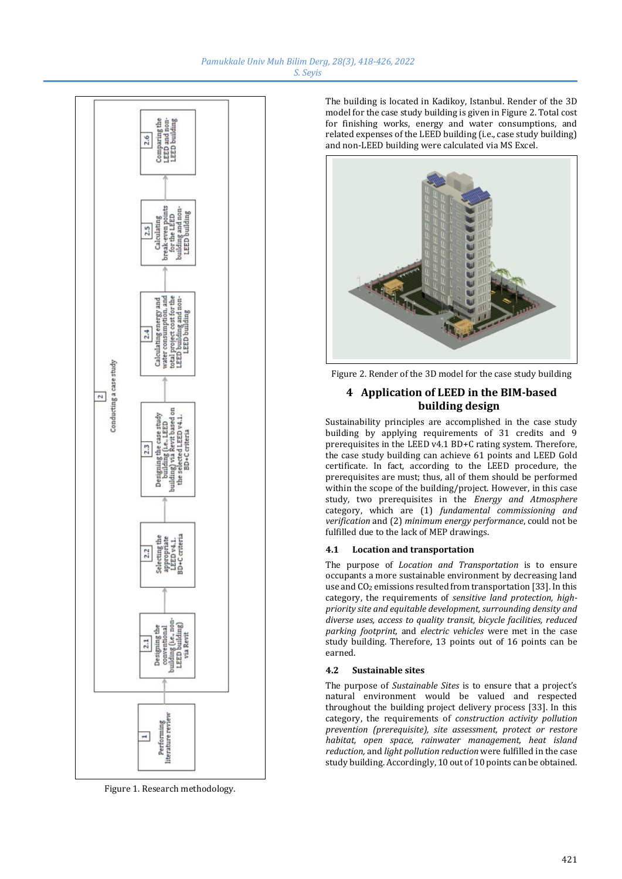Figure 1. Research methodology.

The building is located in Kadikoy, Istanbul. Render of the 3D model for the case study building is given in Figure 2. Total cost for finishing works, energy and water consumptions, and related expenses of the LEED building (i.e., case study building) and non-LEED building were calculated via MS Excel.

Figure 2. Render of the 3D model for the case study building

## 4 Application of LEED in the BIM-based building design

Sustainability principles are accomplished in the case study building by applying requirements of 31 credits and 9 prerequisites in the LEED v4.1 BD+C rating system. Therefore, the case study building can achieve 61 points and LEED Gold certificate. In fact, according to the LEED procedure, the prerequisites are must; thus, all of them should be performed within the scope of the building/project. However, in this case study, two prerequisites in the *Energy and Atmosphere* category, which are (1) *fundamental commissioning and verification* and (2) *minimum energy performance*, could not be fulfilled due to the lack of MEP drawings.

### 4.1 Location and transportation

The purpose of *Location and Transportation* is to ensure occupants a more sustainable environment by decreasing land use and $CO_2$ emissions resulted from transportation [33]. In this category, the requirements of *sensitive land protection, high-priority site and equitable development, surrounding density and diverse uses, access to quality transit, bicycle facilities, reduced parking footprint,* and *electric vehicles* were met in the case study building. Therefore, 13 points out of 16 points can be earned.

### 4.2 Sustainable sites

The purpose of *Sustainable Sites* is to ensure that a project's natural environment would be valued and respected throughout the building project delivery process [33]. In this category, the requirements of *construction activity pollution prevention (prerequisite), site assessment, protect or restore habitat, open space, rainwater management, heat island reduction,* and *light pollution reduction* were fulfilled in the case study building. Accordingly, 10 out of 10 points can be obtained.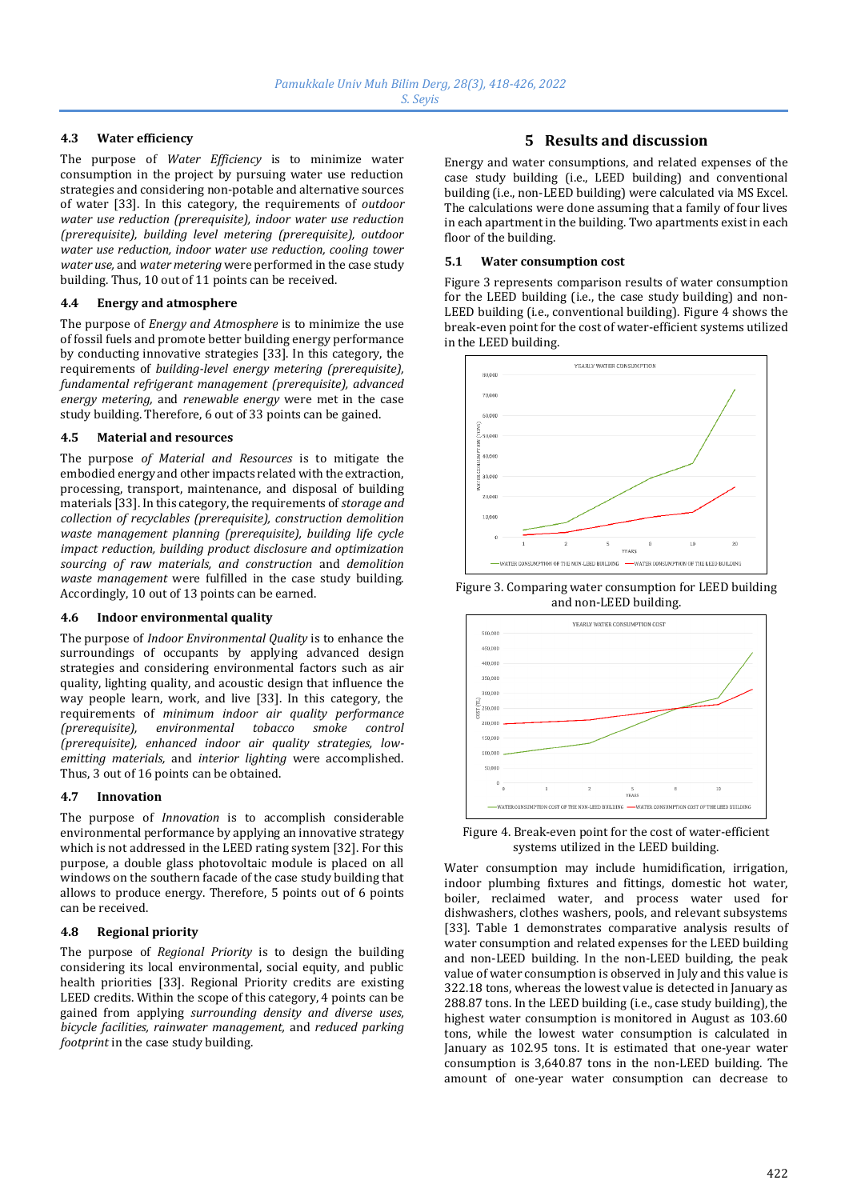### 4.3 Water efficiency

The purpose of *Water Efficiency* is to minimize water consumption in the project by pursuing water use reduction strategies and considering non-potable and alternative sources of water [33]. In this category, the requirements of *outdoor water use reduction (prerequisite), indoor water use reduction (prerequisite), building level metering (prerequisite), outdoor water use reduction, indoor water use reduction, cooling tower water use,* and *water metering* were performed in the case study building. Thus, 10 out of 11 points can be received.

### 4.4 Energy and atmosphere

The purpose of *Energy and Atmosphere* is to minimize the use of fossil fuels and promote better building energy performance by conducting innovative strategies [33]. In this category, the requirements of *building-level energy metering (prerequisite), fundamental refrigerant management (prerequisite), advanced energy metering,* and *renewable energy* were met in the case study building. Therefore, 6 out of 33 points can be gained.

### 4.5 Material and resources

The purpose *of Material and Resources* is to mitigate the embodied energy and other impacts related with the extraction, processing, transport, maintenance, and disposal of building materials [33]. In this category, the requirements of *storage and collection of recyclables (prerequisite), construction demolition waste management planning (prerequisite), building life cycle impact reduction, building product disclosure and optimization sourcing of raw materials,* and *construction* and *demolition waste management* were fulfilled in the case study building. Accordingly, 10 out of 13 points can be earned.

### 4.6 Indoor environmental quality

The purpose of *Indoor Environmental Quality* is to enhance the surroundings of occupants by applying advanced design strategies and considering environmental factors such as air quality, lighting quality, and acoustic design that influence the way people learn, work, and live [33]. In this category, the requirements of *minimum indoor air quality performance (prerequisite), environmental tobacco smoke control (prerequisite), enhanced indoor air quality strategies, low-emitting materials,* and *interior lighting* were accomplished. Thus, 3 out of 16 points can be obtained.

### 4.7 Innovation

The purpose of *Innovation* is to accomplish considerable environmental performance by applying an innovative strategy which is not addressed in the LEED rating system [32]. For this purpose, a double glass photovoltaic module is placed on all windows on the southern facade of the case study building that allows to produce energy. Therefore, 5 points out of 6 points can be received.

### 4.8 Regional priority

The purpose of *Regional Priority* is to design the building considering its local environmental, social equity, and public health priorities [33]. Regional Priority credits are existing LEED credits. Within the scope of this category, 4 points can be gained from applying *surrounding density and diverse uses, bicycle facilities, rainwater management,* and *reduced parking footprint* in the case study building.

## 5 Results and discussion

Energy and water consumptions, and related expenses of the case study building (i.e., LEED building) and conventional building (i.e., non-LEED building) were calculated via MS Excel. The calculations were done assuming that a family of four lives in each apartment in the building. Two apartments exist in each floor of the building.

### 5.1 Water consumption cost

Figure 3 represents comparison results of water consumption for the LEED building (i.e., the case study building) and non-LEED building (i.e., conventional building). Figure 4 shows the break-even point for the cost of water-efficient systems utilized in the LEED building.

Figure 3. Comparing water consumption for LEED building and non-LEED building.

Figure 4. Break-even point for the cost of water-efficient systems utilized in the LEED building.

Water consumption may include humidification, irrigation, indoor plumbing fixtures and fittings, domestic hot water, boiler, reclaimed water, and process water used for dishwashers, clothes washers, pools, and relevant subsystems [33]. Table 1 demonstrates comparative analysis results of water consumption and related expenses for the LEED building and non-LEED building. In the non-LEED building, the peak value of water consumption is observed in July and this value is 322.18 tons, whereas the lowest value is detected in January as 288.87 tons. In the LEED building (i.e., case study building), the highest water consumption is monitored in August as 103.60 tons, while the lowest water consumption is calculated in January as 102.95 tons. It is estimated that one-year water consumption is 3,640.87 tons in the non-LEED building. The amount of one-year water consumption can decrease to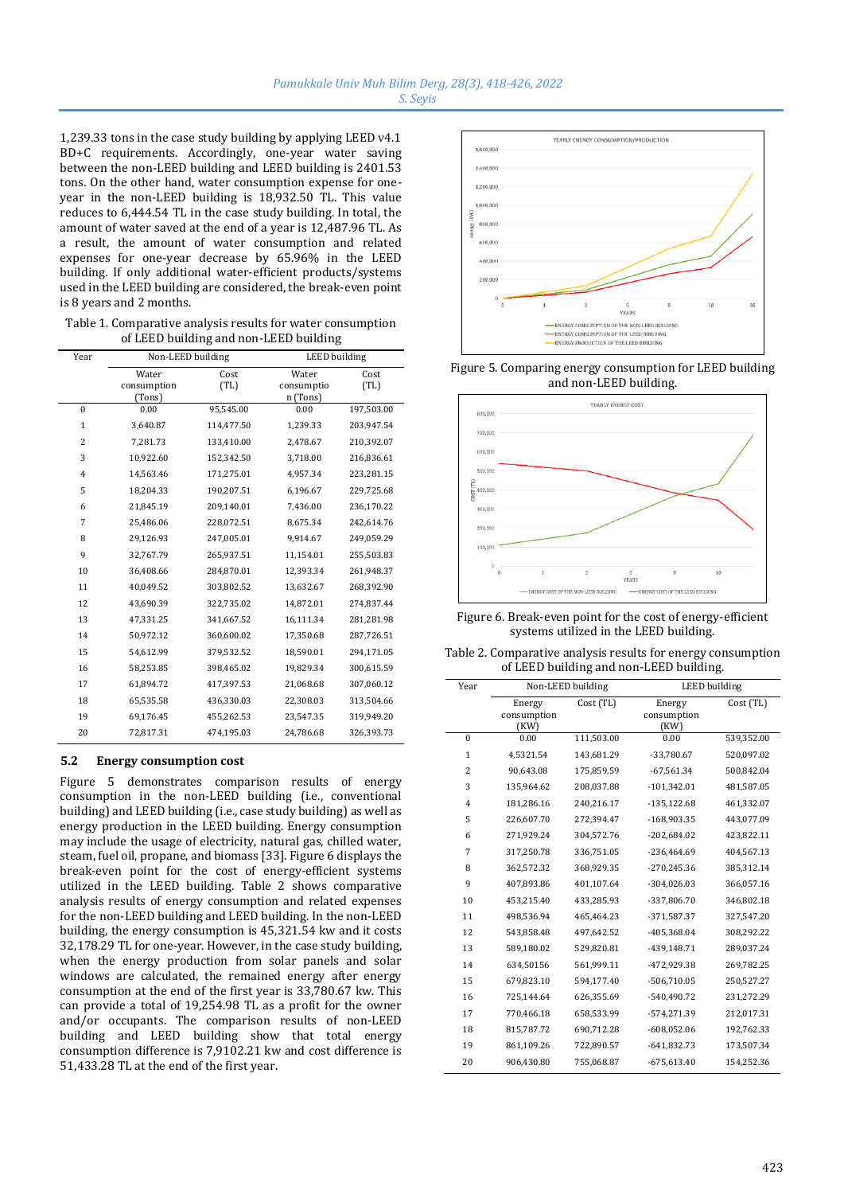1,239.33 tons in the case study building by applying LEED v4.1 BD+C requirements. Accordingly, one-year water saving between the non-LEED building and LEED building is 2401.53 tons. On the other hand, water consumption expense for one-year in the non-LEED building is 18,932.50 TL. This value reduces to 6,444.54 TL in the case study building. In total, the amount of water saved at the end of a year is 12,487.96 TL. As a result, the amount of water consumption and related expenses for one-year decrease by 65.96% in the LEED building. If only additional water-efficient products/systems used in the LEED building are considered, the break-even point is 8 years and 2 months.

Table 1. Comparative analysis results for water consumption of LEED building and non-LEED building

| Year | Non-LEED building | | LEED building | |
|---|---|---|---|---|
| | Water consumption (Tons) | Cost (TL) | Water consumption (Tons) | Cost (TL) |
| 0 | 0.00 | 95,545.00 | 0.00 | 197,503.00 |
| 1 | 3,640.87 | 114,477.50 | 1,239.33 | 203,947.54 |
| 2 | 7,281.73 | 133,410.00 | 2,478.67 | 210,392.07 |
| 3 | 10,922.60 | 152,342.50 | 3,718.00 | 216,836.61 |
| 4 | 14,563.46 | 171,275.01 | 4,957.34 | 223,281.15 |
| 5 | 18,204.33 | 190,207.51 | 6,196.67 | 229,725.68 |
| 6 | 21,845.19 | 209,140.01 | 7,436.00 | 236,170.22 |
| 7 | 25,486.06 | 228,072.51 | 8,675.34 | 242,614.76 |
| 8 | 29,126.93 | 247,005.01 | 9,914.67 | 249,059.29 |
| 9 | 32,767.79 | 265,937.51 | 11,154.01 | 255,503.83 |
| 10 | 36,408.66 | 284,870.01 | 12,393.34 | 261,948.37 |
| 11 | 40,049.52 | 303,802.52 | 13,632.67 | 268,392.90 |
| 12 | 43,690.39 | 322,735.02 | 14,872.01 | 274,837.44 |
| 13 | 47,331.25 | 341,667.52 | 16,111.34 | 281,281.98 |
| 14 | 50,972.12 | 360,600.02 | 17,350.68 | 287,726.51 |
| 15 | 54,612.99 | 379,532.52 | 18,590.01 | 294,171.05 |
| 16 | 58,253.85 | 398,465.02 | 19,829.34 | 300,615.59 |
| 17 | 61,894.72 | 417,397.53 | 21,068.68 | 307,060.12 |
| 18 | 65,535.58 | 436,330.03 | 22,308.03 | 313,504.66 |
| 19 | 69,176.45 | 455,262.53 | 23,547.35 | 319,949.20 |
| 20 | 72,817.31 | 474,195.03 | 24,786.68 | 326,393.73 |

### 5.2 Energy consumption cost

Figure 5 demonstrates comparison results of energy consumption in the non-LEED building (i.e., conventional building) and LEED building (i.e., case study building) as well as energy production in the LEED building. Energy consumption may include the usage of electricity, natural gas, chilled water, steam, fuel oil, propane, and biomass [33]. Figure 6 displays the break-even point for the cost of energy-efficient systems utilized in the LEED building. Table 2 shows comparative analysis results of energy consumption and related expenses for the non-LEED building and LEED building. In the non-LEED building, the energy consumption is 45,321.54 kw and it costs 32,178.29 TL for one-year. However, in the case study building, when the energy production from solar panels and solar windows are calculated, the remained energy after energy consumption at the end of the first year is 33,780.67 kw. This can provide a total of 19,254.98 TL as a profit for the owner and/or occupants. The comparison results of non-LEED building and LEED building show that total energy consumption difference is 7,9102.21 kw and cost difference is 51,433.28 TL at the end of the first year.

Figure 5. Comparing energy consumption for LEED building and non-LEED building.

Figure 6. Break-even point for the cost of energy-efficient systems utilized in the LEED building.

Table 2. Comparative analysis results for energy consumption of LEED building and non-LEED building.

| Year | Non-LEED building | | LEED building | |
|---|---|---|---|---|
| | Energy consumption (KW) | Cost (TL) | Energy consumption (KW) | Cost (TL) |
| 0 | 0.00 | 111,503.00 | 0.00 | 539,352.00 |
| 1 | 4,5321.54 | 143,681.29 | -33,780.67 | 520,097.02 |
| 2 | 90,643.08 | 175,859.59 | -67,561.34 | 500,842.04 |
| 3 | 135,964.62 | 208,037.88 | -101,342.01 | 481,587.05 |
| 4 | 181,286.16 | 240,216.17 | -135,122.68 | 461,332.07 |
| 5 | 226,607.70 | 272,394.47 | -168,903.35 | 443,077.09 |
| 6 | 271,929.24 | 304,572.76 | -202,684.02 | 423,822.11 |
| 7 | 317,250.78 | 336,751.05 | -236,464.69 | 404,567.13 |
| 8 | 362,572.32 | 368,929.35 | -270,245.36 | 385,312.14 |
| 9 | 407,893.86 | 401,107.64 | -304,026.03 | 366,057.16 |
| 10 | 453,215.40 | 433,285.93 | -337,806.70 | 346,802.18 |
| 11 | 498,536.94 | 465,464.23 | -371,587.37 | 327,547.20 |
| 12 | 543,858.48 | 497,642.52 | -405,368.04 | 308,292.22 |
| 13 | 589,180.02 | 529,820.81 | -439,148.71 | 289,037.24 |
| 14 | 634,50156 | 561,999.11 | -472,929.38 | 269,782.25 |
| 15 | 679,823.10 | 594,177.40 | -506,710.05 | 250,527.27 |
| 16 | 725,144.64 | 626,355.69 | -540,490.72 | 231,272.29 |
| 17 | 770,466.18 | 658,533.99 | -574,271.39 | 212,017.31 |
| 18 | 815,787.72 | 690,712.28 | -608,052.06 | 192,762.33 |
| 19 | 861,109.26 | 722,890.57 | -641,832.73 | 173,507.34 |
| 20 | 906,430.80 | 755,068.87 | -675,613.40 | 154,252.36 |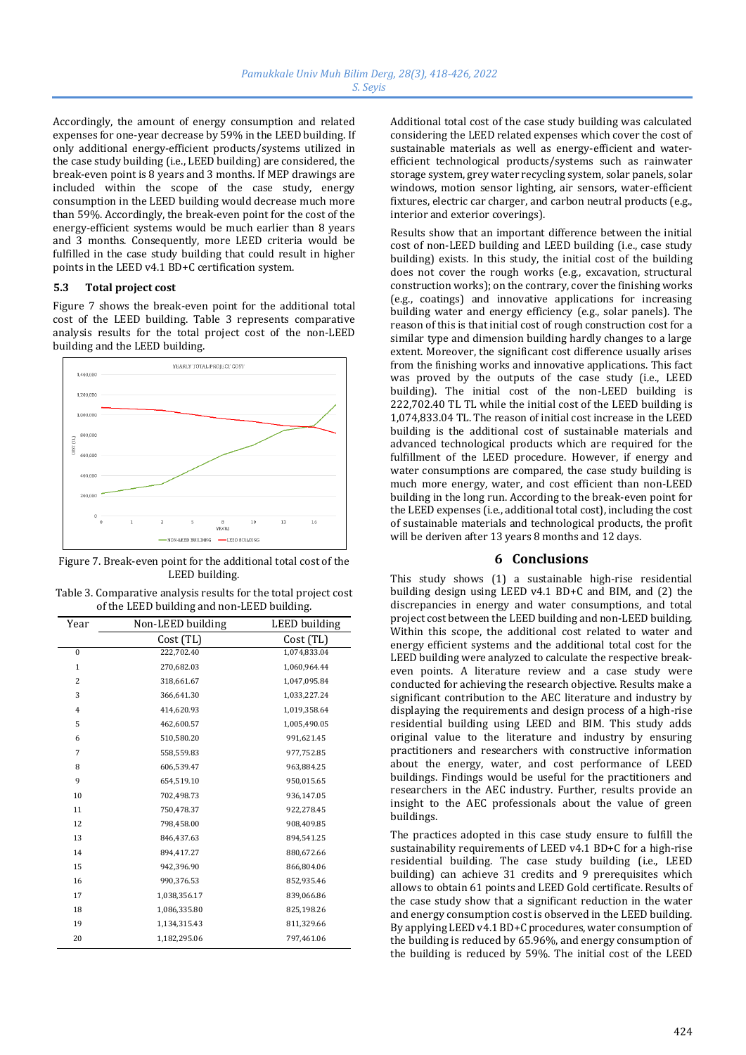Accordingly, the amount of energy consumption and related expenses for one-year decrease by 59% in the LEED building. If only additional energy-efficient products/systems utilized in the case study building (i.e., LEED building) are considered, the break-even point is 8 years and 3 months. If MEP drawings are included within the scope of the case study, energy consumption in the LEED building would decrease much more than 59%. Accordingly, the break-even point for the cost of the energy-efficient systems would be much earlier than 8 years and 3 months. Consequently, more LEED criteria would be fulfilled in the case study building that could result in higher points in the LEED v4.1 BD+C certification system.

### 5.3 Total project cost

Figure 7 shows the break-even point for the additional total cost of the LEED building. Table 3 represents comparative analysis results for the total project cost of the non-LEED building and the LEED building.

Figure 7. Break-even point for the additional total cost of the LEED building.

Table 3. Comparative analysis results for the total project cost of the LEED building and non-LEED building.

| Year | Non-LEED building | LEED building |
|---|---|---|
| | Cost (TL) | Cost (TL) |
| 0 | 222,702.40 | 1,074,833.04 |
| 1 | 270,682.03 | 1,060,964.44 |
| 2 | 318,661.67 | 1,047,095.84 |
| 3 | 366,641.30 | 1,033,227.24 |
| 4 | 414,620.93 | 1,019,358.64 |
| 5 | 462,600.57 | 1,005,490.05 |
| 6 | 510,580.20 | 991,621.45 |
| 7 | 558,559.83 | 977,752.85 |
| 8 | 606,539.47 | 963,884.25 |
| 9 | 654,519.10 | 950,015.65 |
| 10 | 702,498.73 | 936,147.05 |
| 11 | 750,478.37 | 922,278.45 |
| 12 | 798,458.00 | 908,409.85 |
| 13 | 846,437.63 | 894,541.25 |
| 14 | 894,417.27 | 880,672.66 |
| 15 | 942,396.90 | 866,804.06 |
| 16 | 990,376.53 | 852,935.46 |
| 17 | 1,038,356.17 | 839,066.86 |
| 18 | 1,086,335.80 | 825,198.26 |
| 19 | 1,134,315.43 | 811,329.66 |
| 20 | 1,182,295.06 | 797,461.06 |

Additional total cost of the case study building was calculated considering the LEED related expenses which cover the cost of sustainable materials as well as energy-efficient and water-efficient technological products/systems such as rainwater storage system, grey water recycling system, solar panels, solar windows, motion sensor lighting, air sensors, water-efficient fixtures, electric car charger, and carbon neutral products (e.g., interior and exterior coverings).

Results show that an important difference between the initial cost of non-LEED building and LEED building (i.e., case study building) exists. In this study, the initial cost of the building does not cover the rough works (e.g., excavation, structural construction works); on the contrary, cover the finishing works (e.g., coatings) and innovative applications for increasing building water and energy efficiency (e.g., solar panels). The reason of this is that initial cost of rough construction cost for a similar type and dimension building hardly changes to a large extent. Moreover, the significant cost difference usually arises from the finishing works and innovative applications. This fact was proved by the outputs of the case study (i.e., LEED building). The initial cost of the non-LEED building is 222,702.40 TL TL while the initial cost of the LEED building is 1,074,833.04 TL. The reason of initial cost increase in the LEED building is the additional cost of sustainable materials and advanced technological products which are required for the fulfillment of the LEED procedure. However, if energy and water consumptions are compared, the case study building is much more energy, water, and cost efficient than non-LEED building in the long run. According to the break-even point for the LEED expenses (i.e., additional total cost), including the cost of sustainable materials and technological products, the profit will be deriven after 13 years 8 months and 12 days.

## 6 Conclusions

This study shows (1) a sustainable high-rise residential building design using LEED v4.1 BD+C and BIM, and (2) the discrepancies in energy and water consumptions, and total project cost between the LEED building and non-LEED building. Within this scope, the additional cost related to water and energy efficient systems and the additional total cost for the LEED building were analyzed to calculate the respective break-even points. A literature review and a case study were conducted for achieving the research objective. Results make a significant contribution to the AEC literature and industry by displaying the requirements and design process of a high-rise residential building using LEED and BIM. This study adds original value to the literature and industry by ensuring practitioners and researchers with constructive information about the energy, water, and cost performance of LEED buildings. Findings would be useful for the practitioners and researchers in the AEC industry. Further, results provide an insight to the AEC professionals about the value of green buildings.

The practices adopted in this case study ensure to fulfill the sustainability requirements of LEED v4.1 BD+C for a high-rise residential building. The case study building (i.e., LEED building) can achieve 31 credits and 9 prerequisites which allows to obtain 61 points and LEED Gold certificate. Results of the case study show that a significant reduction in the water and energy consumption cost is observed in the LEED building. By applying LEED v4.1 BD+C procedures, water consumption of the building is reduced by 65.96%, and energy consumption of the building is reduced by 59%. The initial cost of the LEED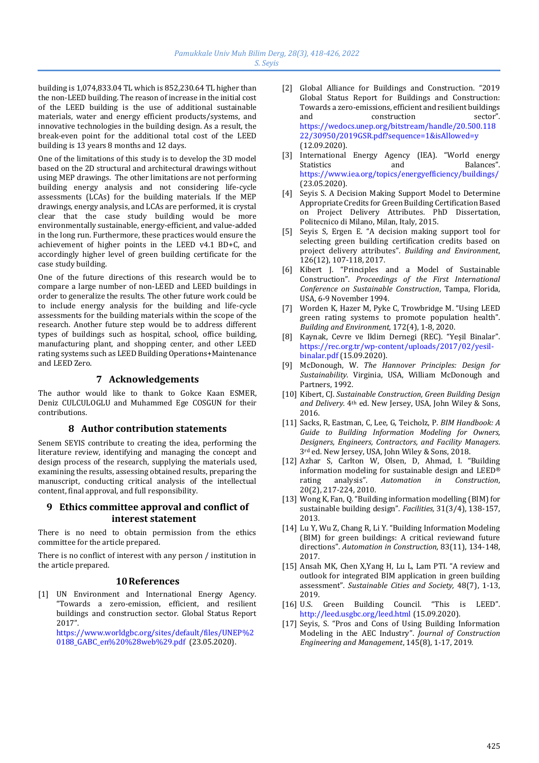building is 1,074,833.04 TL which is 852,230.64 TL higher than the non-LEED building. The reason of increase in the initial cost of the LEED building is the use of additional sustainable materials, water and energy efficient products/systems, and innovative technologies in the building design. As a result, the break-even point for the additional total cost of the LEED building is 13 years 8 months and 12 days.

One of the limitations of this study is to develop the 3D model based on the 2D structural and architectural drawings without using MEP drawings. The other limitations are not performing building energy analysis and not considering life-cycle assessments (LCAs) for the building materials. If the MEP drawings, energy analysis, and LCAs are performed, it is crystal clear that the case study building would be more environmentally sustainable, energy-efficient, and value-added in the long run. Furthermore, these practices would ensure the achievement of higher points in the LEED v4.1 BD+C, and accordingly higher level of green building certificate for the case study building.

One of the future directions of this research would be to compare a large number of non-LEED and LEED buildings in order to generalize the results. The other future work could be to include energy analysis for the building and life-cycle assessments for the building materials within the scope of the research. Another future step would be to address different types of buildings such as hospital, school, office building, manufacturing plant, and shopping center, and other LEED rating systems such as LEED Building Operations+Maintenance and LEED Zero.

## 7 Acknowledgements

The author would like to thank to Gokce Kaan ESMER, Deniz CULCULOGLU and Muhammed Ege COSGUN for their contributions.

## 8 Author contribution statements

Senem SEYIS contribute to creating the idea, performing the literature review, identifying and managing the concept and design process of the research, supplying the materials used, examining the results, assessing obtained results, preparing the manuscript, conducting critical analysis of the intellectual content, final approval, and full responsibility.

## 9 Ethics committee approval and conflict of interest statement

There is no need to obtain permission from the ethics committee for the article prepared.

There is no conflict of interest with any person / institution in the article prepared.

## 10 References

[1] UN Environment and International Energy Agency. "Towards a zero-emission, efficient, and resilient buildings and construction sector. Global Status Report 2017". https://www.worldgbc.org/sites/default/files/UNEP%20188_GABC_en%20%28web%29.pdf (23.05.2020).

[2] Global Alliance for Buildings and Construction. "2019 Global Status Report for Buildings and Construction: Towards a zero-emissions, efficient and resilient buildings and construction sector". https://wedocs.unep.org/bitstream/handle/20.500.11822/30950/2019GSR.pdf?sequence=1&isAllowed=y (12.09.2020).

[3] International Energy Agency (IEA). "World energy Statistics and Balances". https://www.iea.org/topics/energyefficiency/buildings/ (23.05.2020).

[4] Seyis S. A Decision Making Support Model to Determine Appropriate Credits for Green Building Certification Based on Project Delivery Attributes. PhD Dissertation, Politecnico di Milano, Milan, Italy, 2015.

[5] Seyis S, Ergen E. "A decision making support tool for selecting green building certification credits based on project delivery attributes". *Building and Environment*, 126(12), 107-118, 2017.

[6] Kibert J. "Principles and a Model of Sustainable Construction". *Proceedings of the First International Conference on Sustainable Construction*, Tampa, Florida, USA, 6-9 November 1994.

[7] Worden K, Hazer M, Pyke C, Trowbridge M. "Using LEED green rating systems to promote population health". *Building and Environment,* 172(4), 1-8, 2020.

[8] Kaynak, Cevre ve Iklim Dernegi (REC). "Yeşil Binalar". https://rec.org.tr/wp-content/uploads/2017/02/yesil-binalar.pdf (15.09.2020).

[9] McDonough, W. *The Hannover Principles: Design for Sustainability*. Virginia, USA, William McDonough and Partners, 1992.

[10] Kibert, CJ. *Sustainable Construction, Green Building Design and Delivery*. 4th ed. New Jersey, USA, John Wiley & Sons, 2016.

[11] Sacks, R, Eastman, C, Lee, G, Teicholz, P. *BIM Handbook: A Guide to Building Information Modeling for Owners, Designers, Engineers, Contractors, and Facility Managers*. 3rd ed. New Jersey, USA, John Wiley & Sons, 2018.

[12] Azhar S, Carlton W, Olsen, D, Ahmad, I. "Building information modeling for sustainable design and LEED® rating analysis". *Automation in Construction*, 20(2), 217-224, 2010.

[13] Wong K, Fan, Q. "Building information modelling (BIM) for sustainable building design". *Facilities,* 31(3/4), 138-157, 2013.

[14] Lu Y, Wu Z, Chang R, Li Y. "Building Information Modeling (BIM) for green buildings: A critical reviewand future directions". *Automation in Construction,* 83(11), 134-148, 2017.

[15] Ansah MK, Chen X,Yang H, Lu L, Lam PTI. "A review and outlook for integrated BIM application in green building assessment". *Sustainable Cities and Society,* 48(7), 1-13, 2019.

[16] U.S. Green Building Council. "This is LEED". http://leed.usgbc.org/leed.html (15.09.2020).

[17] Seyis, S. "Pros and Cons of Using Building Information Modeling in the AEC Industry". *Journal of Construction Engineering and Management*, 145(8), 1-17, 2019.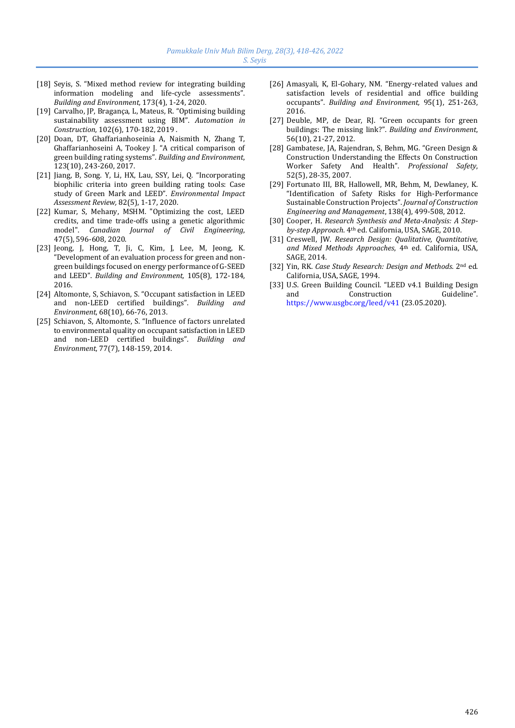[18] Seyis, S. "Mixed method review for integrating building information modeling and life-cycle assessments". *Building and Environment,* 173(4), 1-24, 2020.

[19] Carvalho, JP, Bragança, L, Mateus, R. "Optimising building sustainability assessment using BIM". *Automation in Construction*, 102(6), 170-182, 2019 .

[20] Doan, DT, Ghaffarianhoseinia A, Naismith N, Zhang T, Ghaffarianhoseini A, Tookey J. "A critical comparison of green building rating systems". *Building and Environment*, 123(10), 243-260, 2017.

[21] Jiang, B, Song. Y, Li, HX, Lau, SSY, Lei, Q. "Incorporating biophilic criteria into green building rating tools: Case study of Green Mark and LEED". *Environmental Impact Assessment Review,* 82(5), 1-17, 2020.

[22] Kumar, S, Mehany, MSHM. "Optimizing the cost, LEED credits, and time trade-offs using a genetic algorithmic model". *Canadian Journal of Civil Engineering,* 47(5), 596-608, 2020.

[23] Jeong, J, Hong, T, Ji, C, Kim, J, Lee, M, Jeong, K. "Development of an evaluation process for green and non-green buildings focused on energy performance of G-SEED and LEED". *Building and Environment,* 105(8), 172-184, 2016.

[24] Altomonte, S, Schiavon, S. "Occupant satisfaction in LEED and non-LEED certified buildings". *Building and Environment*, 68(10), 66-76, 2013.

[25] Schiavon, S, Altomonte, S. "Influence of factors unrelated to environmental quality on occupant satisfaction in LEED and non-LEED certified buildings". *Building and Environment*, 77(7), 148-159, 2014.

[26] Amasyali, K, El-Gohary, NM. "Energy-related values and satisfaction levels of residential and office building occupants". *Building and Environment,* 95(1), 251-263, 2016.

[27] Deuble, MP, de Dear, RJ. "Green occupants for green buildings: The missing link?". *Building and Environment*, 56(10), 21-27, 2012.

[28] Gambatese, JA, Rajendran, S, Behm, MG. "Green Design & Construction Understanding the Effects On Construction Worker Safety And Health". *Professional Safety*, 52(5), 28-35, 2007.

[29] Fortunato III, BR, Hallowell, MR, Behm, M, Dewlaney, K. "Identification of Safety Risks for High-Performance Sustainable Construction Projects". *Journal of Construction Engineering and Management*, 138(4), 499-508, 2012.

[30] Cooper, H. *Research Synthesis and Meta-Analysis: A Step-by-step Approach*. 4th ed. California, USA, SAGE, 2010.

[31] Creswell, JW. *Research Design: Qualitative, Quantitative, and Mixed Methods Approaches*, 4th ed. California, USA, SAGE, 2014.

[32] Yin, RK. *Case Study Research: Design and Methods*. 2nd ed. California, USA, SAGE, 1994.

[33] U.S. Green Building Council. "LEED v4.1 Building Design and Construction Guideline". https://www.usgbc.org/leed/v41 (23.05.2020).